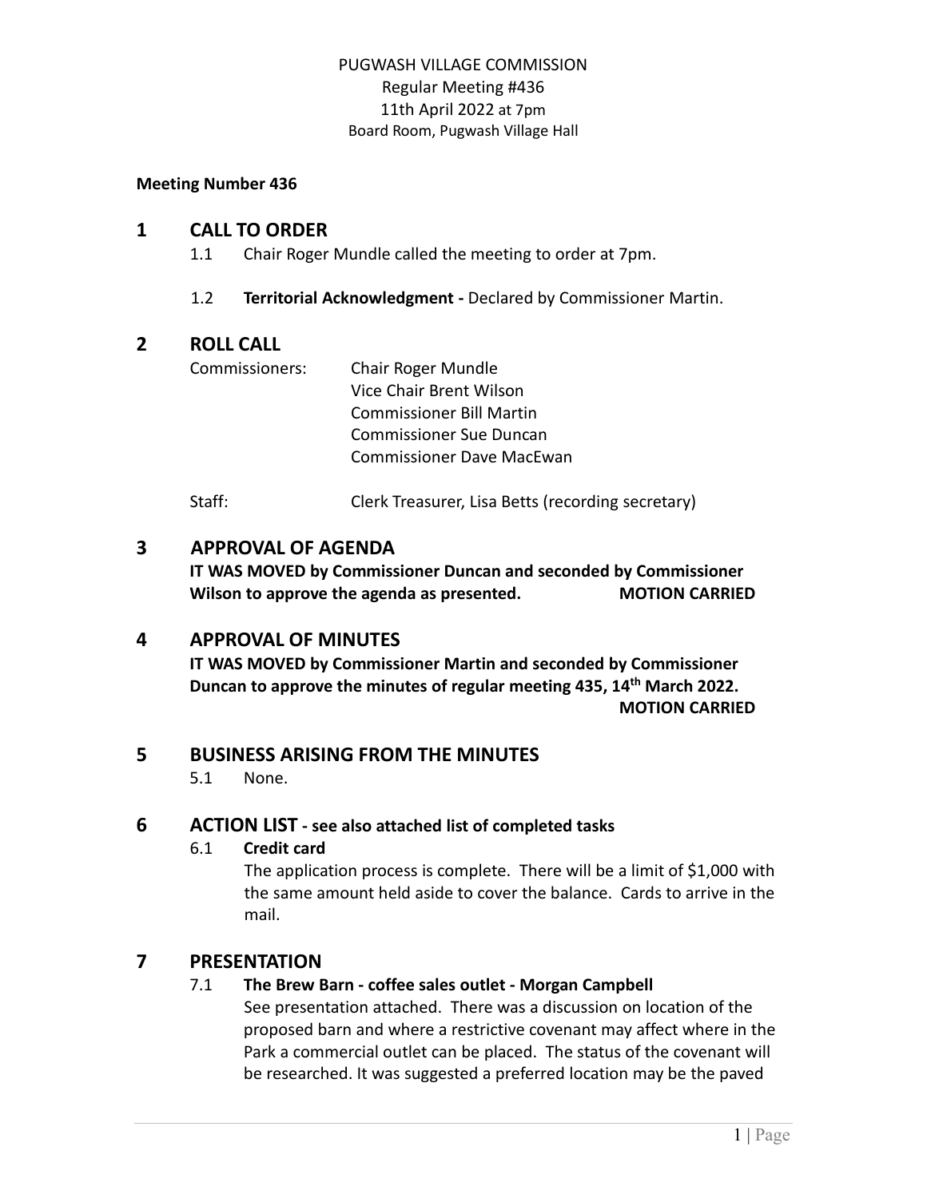PUGWASH VILLAGE COMMISSION
Regular Meeting #436
11th April 2022 at 7pm
Board Room, Pugwash Village Hall

**Meeting Number 436**

## 1 CALL TO ORDER

1.1 Chair Roger Mundle called the meeting to order at 7pm.

1.2 **Territorial Acknowledgment -** Declared by Commissioner Martin.

## 2 ROLL CALL

Commissioners: Chair Roger Mundle
Vice Chair Brent Wilson
Commissioner Bill Martin
Commissioner Sue Duncan
Commissioner Dave MacEwan

Staff: Clerk Treasurer, Lisa Betts (recording secretary)

## 3 APPROVAL OF AGENDA

**IT WAS MOVED by Commissioner Duncan and seconded by Commissioner Wilson to approve the agenda as presented. MOTION CARRIED**

## 4 APPROVAL OF MINUTES

**IT WAS MOVED by Commissioner Martin and seconded by Commissioner Duncan to approve the minutes of regular meeting 435, 14th March 2022. MOTION CARRIED**

## 5 BUSINESS ARISING FROM THE MINUTES

5.1 None.

## 6 ACTION LIST - see also attached list of completed tasks

### 6.1 Credit card

The application process is complete. There will be a limit of $1,000 with the same amount held aside to cover the balance. Cards to arrive in the mail.

## 7 PRESENTATION

### 7.1 The Brew Barn - coffee sales outlet - Morgan Campbell

See presentation attached. There was a discussion on location of the proposed barn and where a restrictive covenant may affect where in the Park a commercial outlet can be placed. The status of the covenant will be researched. It was suggested a preferred location may be the paved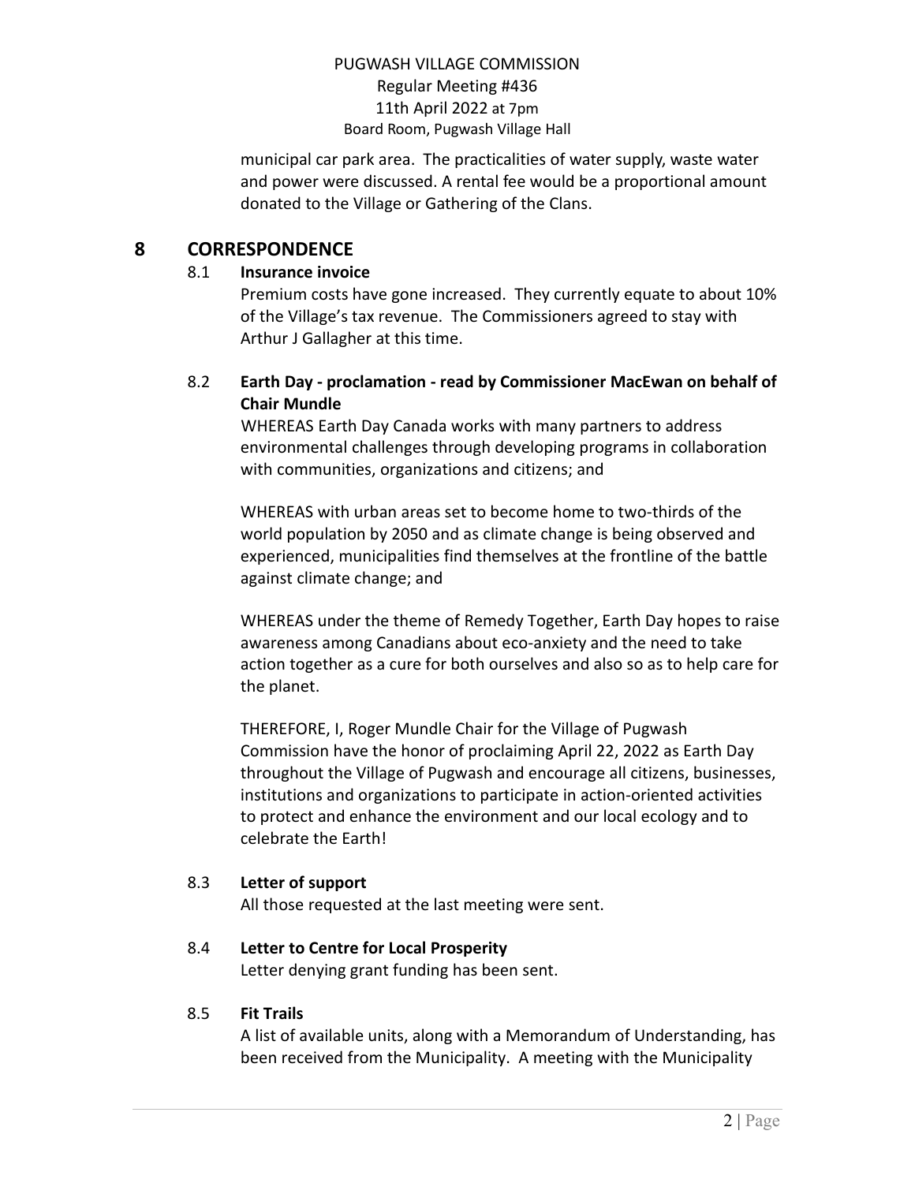municipal car park area. The practicalities of water supply, waste water and power were discussed. A rental fee would be a proportional amount donated to the Village or Gathering of the Clans.

## 8 CORRESPONDENCE

### 8.1 Insurance invoice

Premium costs have gone increased. They currently equate to about 10% of the Village's tax revenue. The Commissioners agreed to stay with Arthur J Gallagher at this time.

### 8.2 Earth Day - proclamation - read by Commissioner MacEwan on behalf of Chair Mundle

WHEREAS Earth Day Canada works with many partners to address environmental challenges through developing programs in collaboration with communities, organizations and citizens; and

WHEREAS with urban areas set to become home to two-thirds of the world population by 2050 and as climate change is being observed and experienced, municipalities find themselves at the frontline of the battle against climate change; and

WHEREAS under the theme of Remedy Together, Earth Day hopes to raise awareness among Canadians about eco-anxiety and the need to take action together as a cure for both ourselves and also so as to help care for the planet.

THEREFORE, I, Roger Mundle Chair for the Village of Pugwash Commission have the honor of proclaiming April 22, 2022 as Earth Day throughout the Village of Pugwash and encourage all citizens, businesses, institutions and organizations to participate in action-oriented activities to protect and enhance the environment and our local ecology and to celebrate the Earth!

### 8.3 Letter of support

All those requested at the last meeting were sent.

### 8.4 Letter to Centre for Local Prosperity

Letter denying grant funding has been sent.

### 8.5 Fit Trails

A list of available units, along with a Memorandum of Understanding, has been received from the Municipality. A meeting with the Municipality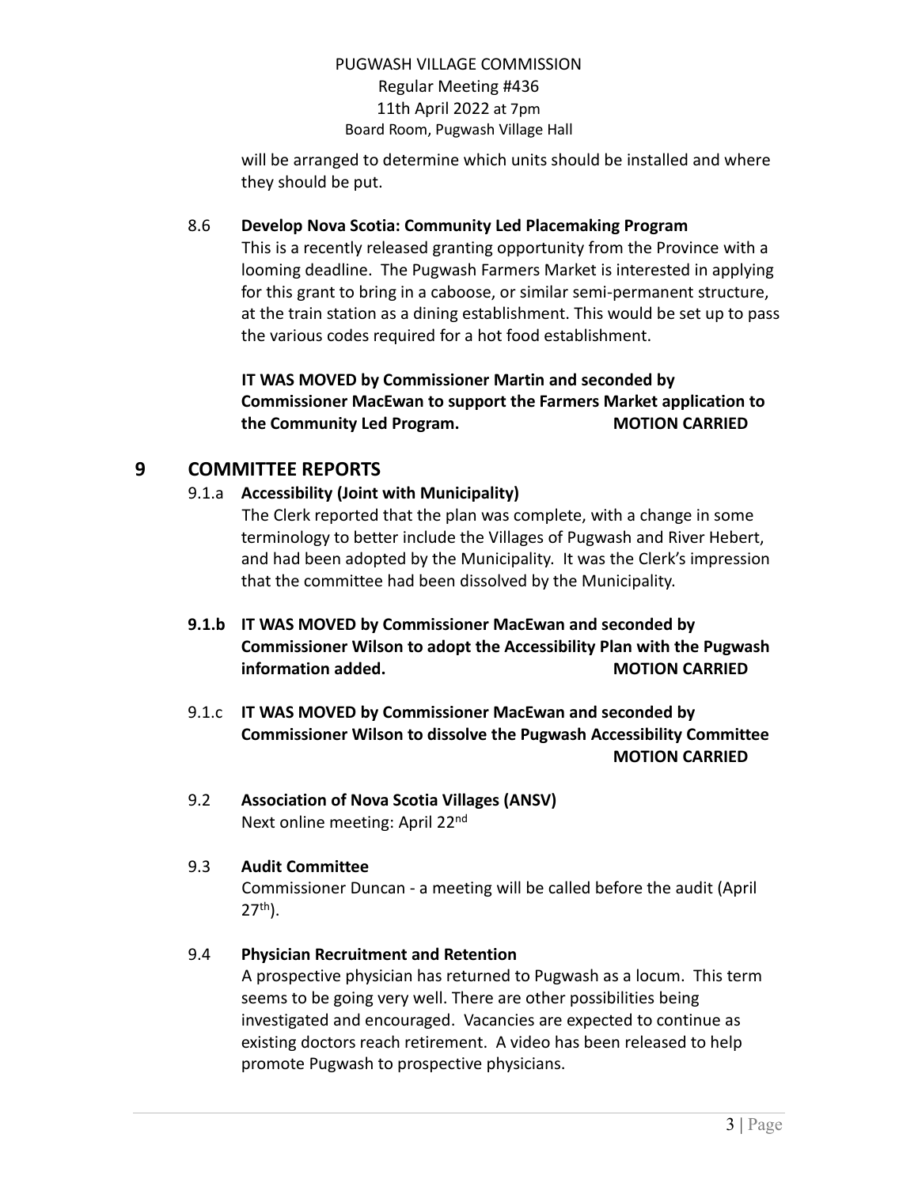will be arranged to determine which units should be installed and where they should be put.

8.6 **Develop Nova Scotia: Community Led Placemaking Program**

This is a recently released granting opportunity from the Province with a looming deadline. The Pugwash Farmers Market is interested in applying for this grant to bring in a caboose, or similar semi-permanent structure, at the train station as a dining establishment. This would be set up to pass the various codes required for a hot food establishment.

**IT WAS MOVED by Commissioner Martin and seconded by Commissioner MacEwan to support the Farmers Market application to the Community Led Program. MOTION CARRIED**

## 9 COMMITTEE REPORTS

9.1.a **Accessibility (Joint with Municipality)**

The Clerk reported that the plan was complete, with a change in some terminology to better include the Villages of Pugwash and River Hebert, and had been adopted by the Municipality. It was the Clerk's impression that the committee had been dissolved by the Municipality.

**9.1.b IT WAS MOVED by Commissioner MacEwan and seconded by Commissioner Wilson to adopt the Accessibility Plan with the Pugwash information added. MOTION CARRIED**

9.1.c **IT WAS MOVED by Commissioner MacEwan and seconded by Commissioner Wilson to dissolve the Pugwash Accessibility Committee MOTION CARRIED**

9.2 **Association of Nova Scotia Villages (ANSV)**

Next online meeting: April 22nd

9.3 **Audit Committee**

Commissioner Duncan - a meeting will be called before the audit (April 27th).

9.4 **Physician Recruitment and Retention**

A prospective physician has returned to Pugwash as a locum. This term seems to be going very well. There are other possibilities being investigated and encouraged. Vacancies are expected to continue as existing doctors reach retirement. A video has been released to help promote Pugwash to prospective physicians.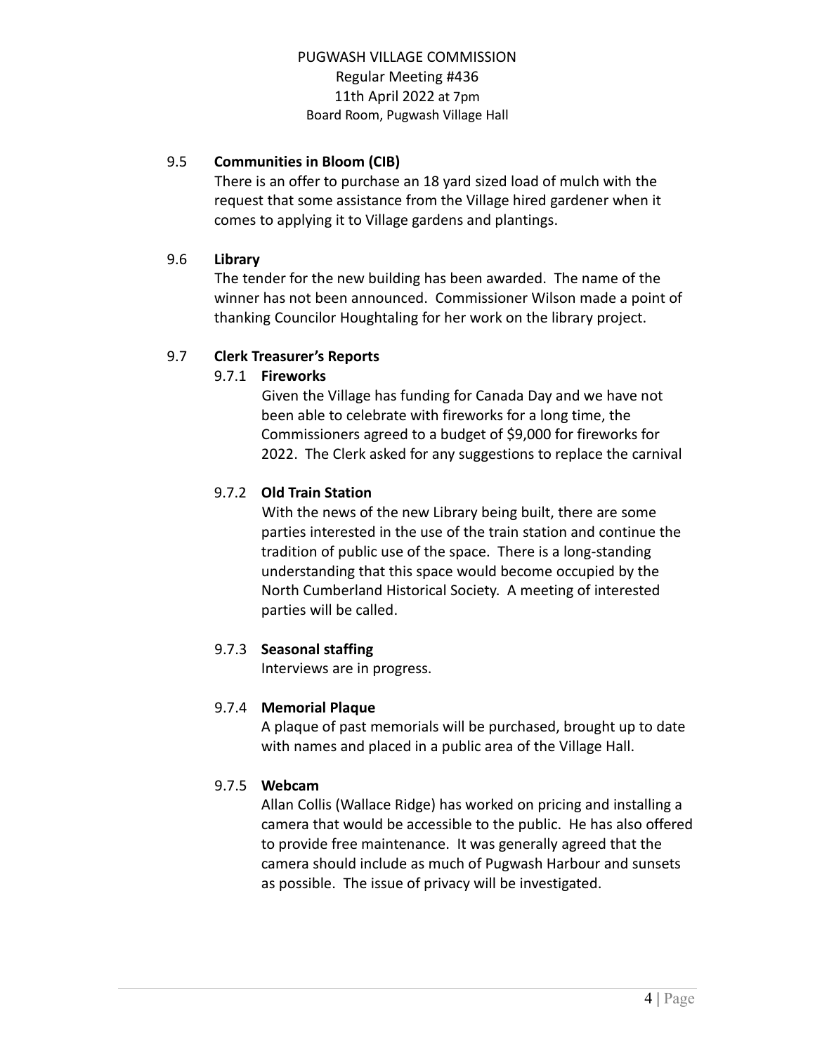PUGWASH VILLAGE COMMISSION
Regular Meeting #436
11th April 2022 at 7pm
Board Room, Pugwash Village Hall

## 9.5 Communities in Bloom (CIB)

There is an offer to purchase an 18 yard sized load of mulch with the request that some assistance from the Village hired gardener when it comes to applying it to Village gardens and plantings.

## 9.6 Library

The tender for the new building has been awarded. The name of the winner has not been announced. Commissioner Wilson made a point of thanking Councilor Houghtaling for her work on the library project.

## 9.7 Clerk Treasurer's Reports

### 9.7.1 Fireworks

Given the Village has funding for Canada Day and we have not been able to celebrate with fireworks for a long time, the Commissioners agreed to a budget of $9,000 for fireworks for 2022. The Clerk asked for any suggestions to replace the carnival

### 9.7.2 Old Train Station

With the news of the new Library being built, there are some parties interested in the use of the train station and continue the tradition of public use of the space. There is a long-standing understanding that this space would become occupied by the North Cumberland Historical Society. A meeting of interested parties will be called.

### 9.7.3 Seasonal staffing

Interviews are in progress.

### 9.7.4 Memorial Plaque

A plaque of past memorials will be purchased, brought up to date with names and placed in a public area of the Village Hall.

### 9.7.5 Webcam

Allan Collis (Wallace Ridge) has worked on pricing and installing a camera that would be accessible to the public. He has also offered to provide free maintenance. It was generally agreed that the camera should include as much of Pugwash Harbour and sunsets as possible. The issue of privacy will be investigated.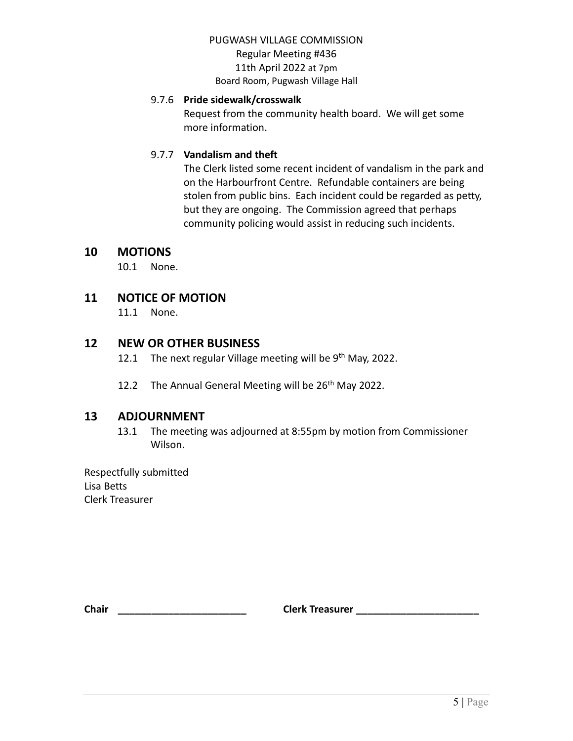PUGWASH VILLAGE COMMISSION
Regular Meeting #436
11th April 2022 at 7pm
Board Room, Pugwash Village Hall

9.7.6 **Pride sidewalk/crosswalk**

Request from the community health board. We will get some more information.

9.7.7 **Vandalism and theft**

The Clerk listed some recent incident of vandalism in the park and on the Harbourfront Centre. Refundable containers are being stolen from public bins. Each incident could be regarded as petty, but they are ongoing. The Commission agreed that perhaps community policing would assist in reducing such incidents.

## 10 MOTIONS

10.1 None.

## 11 NOTICE OF MOTION

11.1 None.

## 12 NEW OR OTHER BUSINESS

12.1 The next regular Village meeting will be 9th May, 2022.

12.2 The Annual General Meeting will be 26th May 2022.

## 13 ADJOURNMENT

13.1 The meeting was adjourned at 8:55pm by motion from Commissioner Wilson.

Respectfully submitted
Lisa Betts
Clerk Treasurer

**Chair** ______________________ **Clerk Treasurer** ______________________